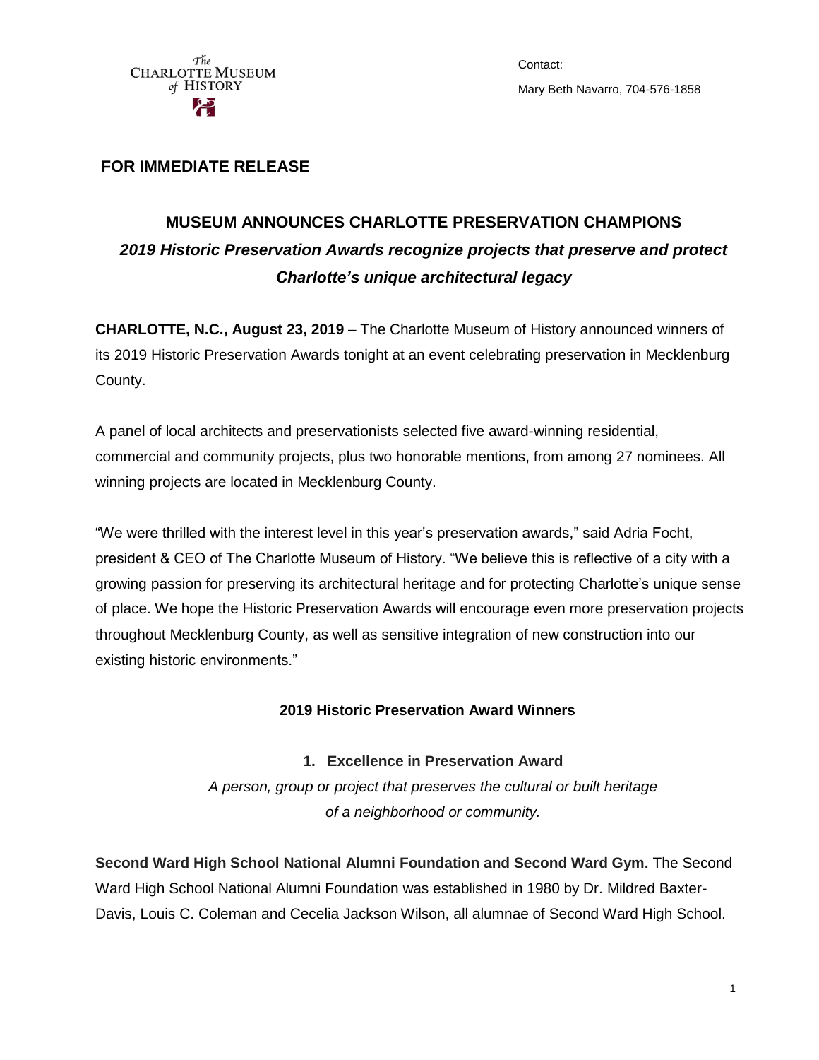The Charlotte Museum of History

Contact:

Mary Beth Navarro, 704-576-1858

**FOR IMMEDIATE RELEASE**

# MUSEUM ANNOUNCES CHARLOTTE PRESERVATION CHAMPIONS

## *2019 Historic Preservation Awards recognize projects that preserve and protect Charlotte's unique architectural legacy*

**CHARLOTTE, N.C., August 23, 2019** – The Charlotte Museum of History announced winners of its 2019 Historic Preservation Awards tonight at an event celebrating preservation in Mecklenburg County.

A panel of local architects and preservationists selected five award-winning residential, commercial and community projects, plus two honorable mentions, from among 27 nominees. All winning projects are located in Mecklenburg County.

"We were thrilled with the interest level in this year's preservation awards," said Adria Focht, president & CEO of The Charlotte Museum of History. "We believe this is reflective of a city with a growing passion for preserving its architectural heritage and for protecting Charlotte's unique sense of place. We hope the Historic Preservation Awards will encourage even more preservation projects throughout Mecklenburg County, as well as sensitive integration of new construction into our existing historic environments."

### 2019 Historic Preservation Award Winners

1. **Excellence in Preservation Award**

   *A person, group or project that preserves the cultural or built heritage of a neighborhood or community.*

**Second Ward High School National Alumni Foundation and Second Ward Gym.** The Second Ward High School National Alumni Foundation was established in 1980 by Dr. Mildred Baxter-Davis, Louis C. Coleman and Cecelia Jackson Wilson, all alumnae of Second Ward High School.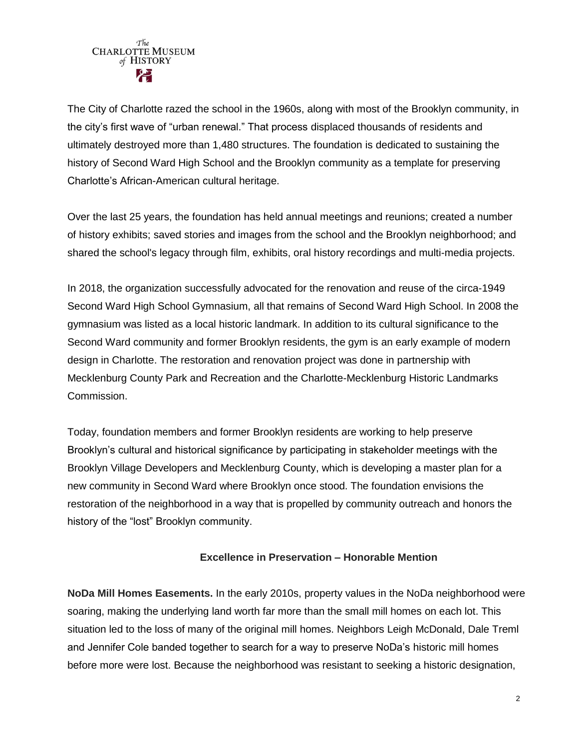The City of Charlotte razed the school in the 1960s, along with most of the Brooklyn community, in the city's first wave of "urban renewal." That process displaced thousands of residents and ultimately destroyed more than 1,480 structures. The foundation is dedicated to sustaining the history of Second Ward High School and the Brooklyn community as a template for preserving Charlotte's African-American cultural heritage.

Over the last 25 years, the foundation has held annual meetings and reunions; created a number of history exhibits; saved stories and images from the school and the Brooklyn neighborhood; and shared the school's legacy through film, exhibits, oral history recordings and multi-media projects.

In 2018, the organization successfully advocated for the renovation and reuse of the circa-1949 Second Ward High School Gymnasium, all that remains of Second Ward High School. In 2008 the gymnasium was listed as a local historic landmark. In addition to its cultural significance to the Second Ward community and former Brooklyn residents, the gym is an early example of modern design in Charlotte. The restoration and renovation project was done in partnership with Mecklenburg County Park and Recreation and the Charlotte-Mecklenburg Historic Landmarks Commission.

Today, foundation members and former Brooklyn residents are working to help preserve Brooklyn's cultural and historical significance by participating in stakeholder meetings with the Brooklyn Village Developers and Mecklenburg County, which is developing a master plan for a new community in Second Ward where Brooklyn once stood. The foundation envisions the restoration of the neighborhood in a way that is propelled by community outreach and honors the history of the "lost" Brooklyn community.

### Excellence in Preservation – Honorable Mention

**NoDa Mill Homes Easements.** In the early 2010s, property values in the NoDa neighborhood were soaring, making the underlying land worth far more than the small mill homes on each lot. This situation led to the loss of many of the original mill homes. Neighbors Leigh McDonald, Dale Treml and Jennifer Cole banded together to search for a way to preserve NoDa's historic mill homes before more were lost. Because the neighborhood was resistant to seeking a historic designation,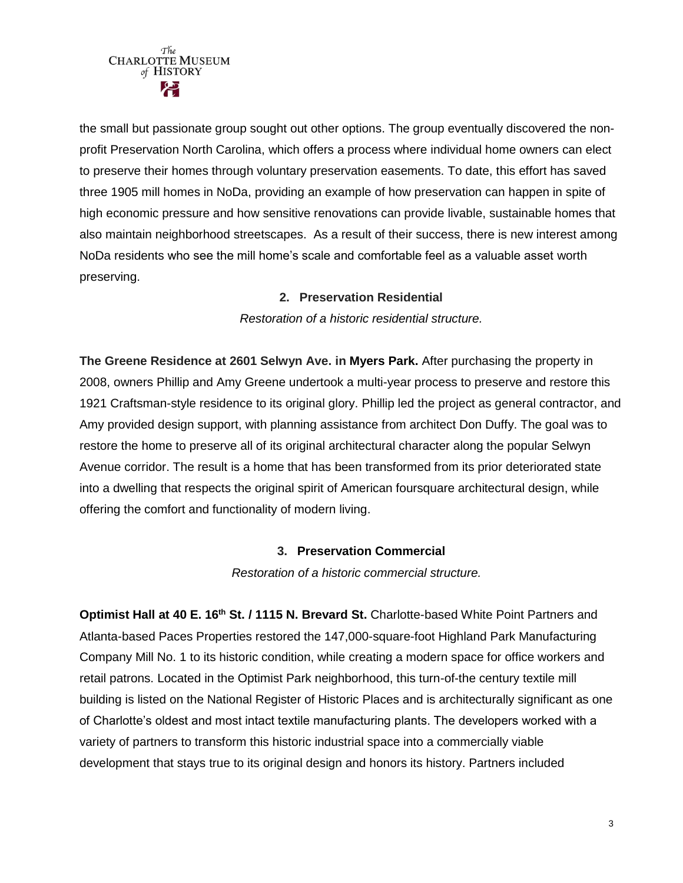the small but passionate group sought out other options. The group eventually discovered the non-profit Preservation North Carolina, which offers a process where individual home owners can elect to preserve their homes through voluntary preservation easements. To date, this effort has saved three 1905 mill homes in NoDa, providing an example of how preservation can happen in spite of high economic pressure and how sensitive renovations can provide livable, sustainable homes that also maintain neighborhood streetscapes. As a result of their success, there is new interest among NoDa residents who see the mill home's scale and comfortable feel as a valuable asset worth preserving.

### 2. Preservation Residential

*Restoration of a historic residential structure.*

**The Greene Residence at 2601 Selwyn Ave. in Myers Park.** After purchasing the property in 2008, owners Phillip and Amy Greene undertook a multi-year process to preserve and restore this 1921 Craftsman-style residence to its original glory. Phillip led the project as general contractor, and Amy provided design support, with planning assistance from architect Don Duffy. The goal was to restore the home to preserve all of its original architectural character along the popular Selwyn Avenue corridor. The result is a home that has been transformed from its prior deteriorated state into a dwelling that respects the original spirit of American foursquare architectural design, while offering the comfort and functionality of modern living.

### 3. Preservation Commercial

*Restoration of a historic commercial structure.*

**Optimist Hall at 40 E. 16th St. / 1115 N. Brevard St.** Charlotte-based White Point Partners and Atlanta-based Paces Properties restored the 147,000-square-foot Highland Park Manufacturing Company Mill No. 1 to its historic condition, while creating a modern space for office workers and retail patrons. Located in the Optimist Park neighborhood, this turn-of-the century textile mill building is listed on the National Register of Historic Places and is architecturally significant as one of Charlotte's oldest and most intact textile manufacturing plants. The developers worked with a variety of partners to transform this historic industrial space into a commercially viable development that stays true to its original design and honors its history. Partners included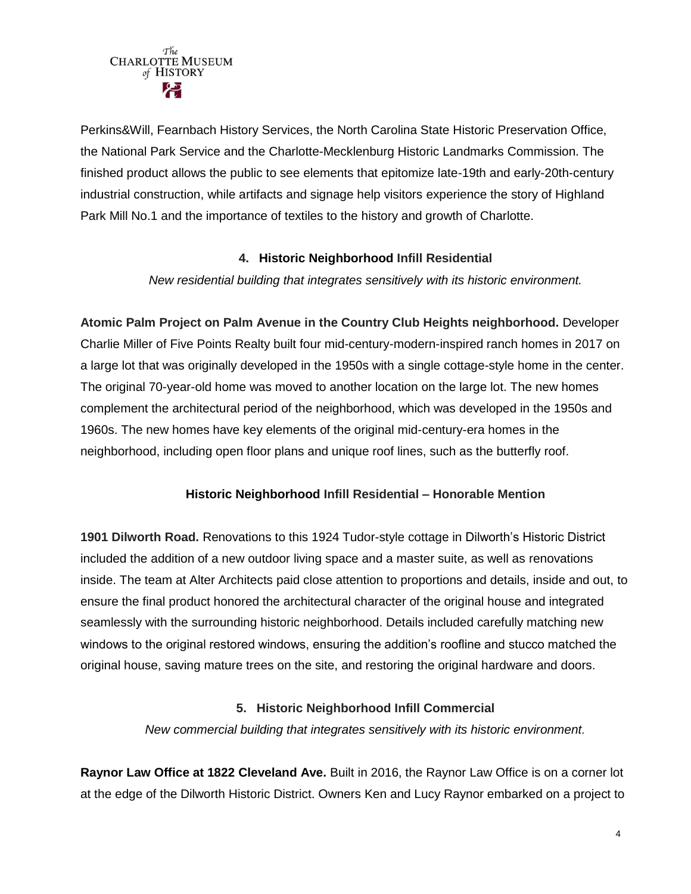Perkins&Will, Fearnbach History Services, the North Carolina State Historic Preservation Office, the National Park Service and the Charlotte-Mecklenburg Historic Landmarks Commission. The finished product allows the public to see elements that epitomize late-19th and early-20th-century industrial construction, while artifacts and signage help visitors experience the story of Highland Park Mill No.1 and the importance of textiles to the history and growth of Charlotte.

### 4. Historic Neighborhood Infill Residential

*New residential building that integrates sensitively with its historic environment.*

**Atomic Palm Project on Palm Avenue in the Country Club Heights neighborhood.** Developer Charlie Miller of Five Points Realty built four mid-century-modern-inspired ranch homes in 2017 on a large lot that was originally developed in the 1950s with a single cottage-style home in the center. The original 70-year-old home was moved to another location on the large lot. The new homes complement the architectural period of the neighborhood, which was developed in the 1950s and 1960s. The new homes have key elements of the original mid-century-era homes in the neighborhood, including open floor plans and unique roof lines, such as the butterfly roof.

### Historic Neighborhood Infill Residential – Honorable Mention

**1901 Dilworth Road.** Renovations to this 1924 Tudor-style cottage in Dilworth's Historic District included the addition of a new outdoor living space and a master suite, as well as renovations inside. The team at Alter Architects paid close attention to proportions and details, inside and out, to ensure the final product honored the architectural character of the original house and integrated seamlessly with the surrounding historic neighborhood. Details included carefully matching new windows to the original restored windows, ensuring the addition's roofline and stucco matched the original house, saving mature trees on the site, and restoring the original hardware and doors.

### 5. Historic Neighborhood Infill Commercial

*New commercial building that integrates sensitively with its historic environment.*

**Raynor Law Office at 1822 Cleveland Ave.** Built in 2016, the Raynor Law Office is on a corner lot at the edge of the Dilworth Historic District. Owners Ken and Lucy Raynor embarked on a project to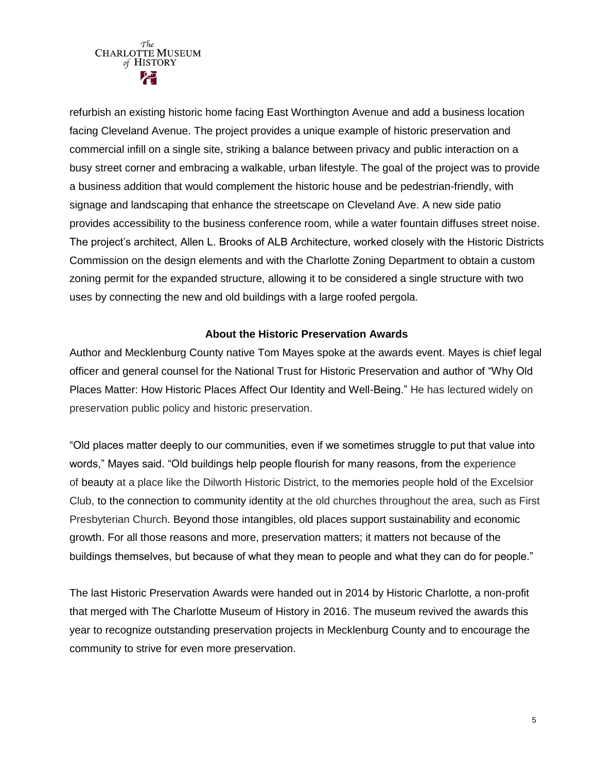refurbish an existing historic home facing East Worthington Avenue and add a business location facing Cleveland Avenue. The project provides a unique example of historic preservation and commercial infill on a single site, striking a balance between privacy and public interaction on a busy street corner and embracing a walkable, urban lifestyle. The goal of the project was to provide a business addition that would complement the historic house and be pedestrian-friendly, with signage and landscaping that enhance the streetscape on Cleveland Ave. A new side patio provides accessibility to the business conference room, while a water fountain diffuses street noise. The project's architect, Allen L. Brooks of ALB Architecture, worked closely with the Historic Districts Commission on the design elements and with the Charlotte Zoning Department to obtain a custom zoning permit for the expanded structure, allowing it to be considered a single structure with two uses by connecting the new and old buildings with a large roofed pergola.

**About the Historic Preservation Awards**

Author and Mecklenburg County native Tom Mayes spoke at the awards event. Mayes is chief legal officer and general counsel for the National Trust for Historic Preservation and author of "Why Old Places Matter: How Historic Places Affect Our Identity and Well-Being." He has lectured widely on preservation public policy and historic preservation.

"Old places matter deeply to our communities, even if we sometimes struggle to put that value into words," Mayes said. "Old buildings help people flourish for many reasons, from the experience of beauty at a place like the Dilworth Historic District, to the memories people hold of the Excelsior Club, to the connection to community identity at the old churches throughout the area, such as First Presbyterian Church. Beyond those intangibles, old places support sustainability and economic growth. For all those reasons and more, preservation matters; it matters not because of the buildings themselves, but because of what they mean to people and what they can do for people."

The last Historic Preservation Awards were handed out in 2014 by Historic Charlotte, a non-profit that merged with The Charlotte Museum of History in 2016. The museum revived the awards this year to recognize outstanding preservation projects in Mecklenburg County and to encourage the community to strive for even more preservation.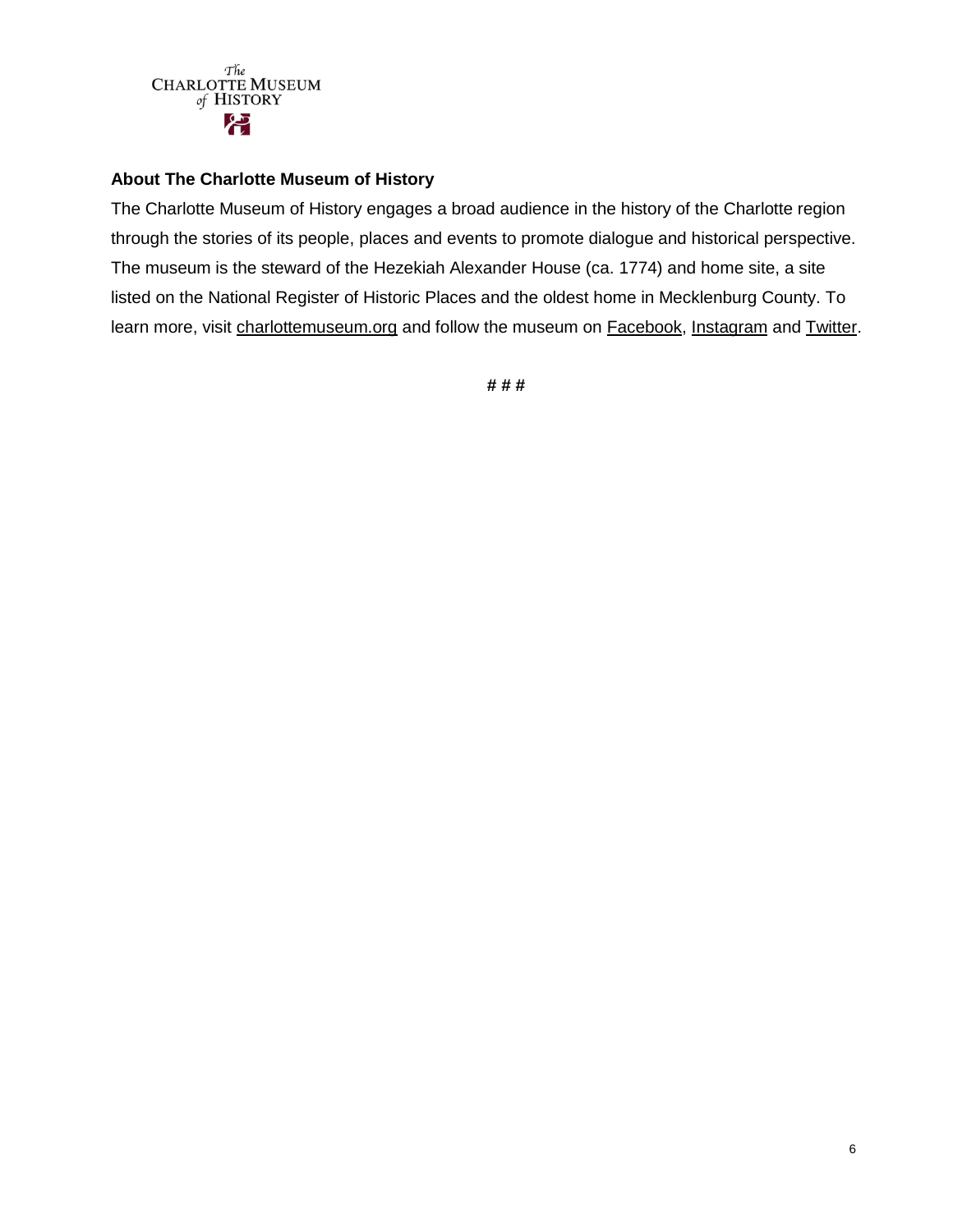### About The Charlotte Museum of History

The Charlotte Museum of History engages a broad audience in the history of the Charlotte region through the stories of its people, places and events to promote dialogue and historical perspective. The museum is the steward of the Hezekiah Alexander House (ca. 1774) and home site, a site listed on the National Register of Historic Places and the oldest home in Mecklenburg County. To learn more, visit charlottemuseum.org and follow the museum on Facebook, Instagram and Twitter.

# # #